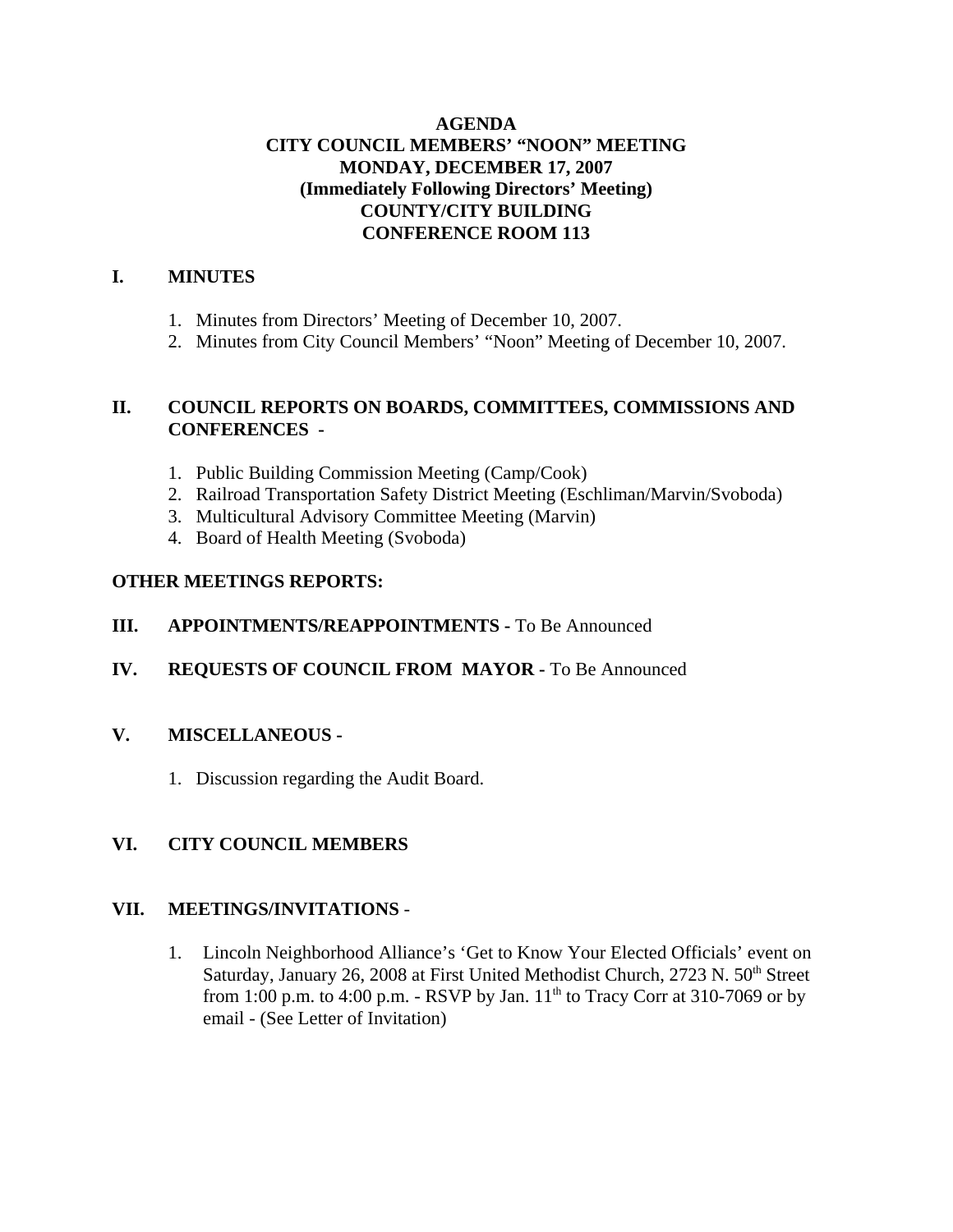# AGENDA
# CITY COUNCIL MEMBERS' "NOON" MEETING
# MONDAY, DECEMBER 17, 2007
# (Immediately Following Directors' Meeting)
# COUNTY/CITY BUILDING
# CONFERENCE ROOM 113

## I. MINUTES

1. Minutes from Directors' Meeting of December 10, 2007.
2. Minutes from City Council Members' "Noon" Meeting of December 10, 2007.

## II. COUNCIL REPORTS ON BOARDS, COMMITTEES, COMMISSIONS AND CONFERENCES -

1. Public Building Commission Meeting (Camp/Cook)
2. Railroad Transportation Safety District Meeting (Eschliman/Marvin/Svoboda)
3. Multicultural Advisory Committee Meeting (Marvin)
4. Board of Health Meeting (Svoboda)

**OTHER MEETINGS REPORTS:**

## III. APPOINTMENTS/REAPPOINTMENTS - To Be Announced

## IV. REQUESTS OF COUNCIL FROM MAYOR - To Be Announced

## V. MISCELLANEOUS -

1. Discussion regarding the Audit Board.

## VI. CITY COUNCIL MEMBERS

## VII. MEETINGS/INVITATIONS -

1. Lincoln Neighborhood Alliance's 'Get to Know Your Elected Officials' event on Saturday, January 26, 2008 at First United Methodist Church, 2723 N. 50th Street from 1:00 p.m. to 4:00 p.m. - RSVP by Jan. 11th to Tracy Corr at 310-7069 or by email - (See Letter of Invitation)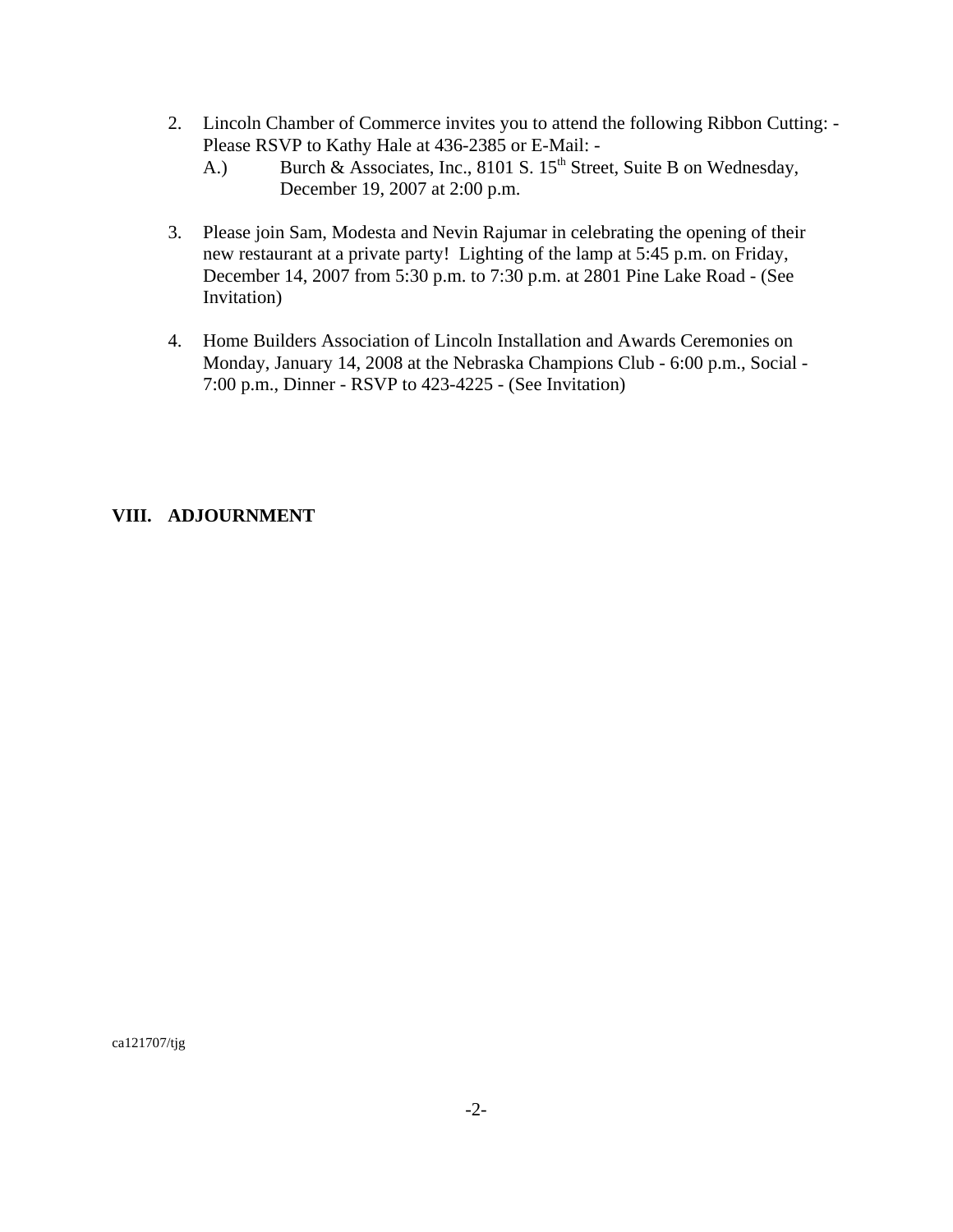2. Lincoln Chamber of Commerce invites you to attend the following Ribbon Cutting: - Please RSVP to Kathy Hale at 436-2385 or E-Mail: -
   A.) Burch & Associates, Inc., 8101 S. 15th Street, Suite B on Wednesday, December 19, 2007 at 2:00 p.m.

3. Please join Sam, Modesta and Nevin Rajumar in celebrating the opening of their new restaurant at a private party! Lighting of the lamp at 5:45 p.m. on Friday, December 14, 2007 from 5:30 p.m. to 7:30 p.m. at 2801 Pine Lake Road - (See Invitation)

4. Home Builders Association of Lincoln Installation and Awards Ceremonies on Monday, January 14, 2008 at the Nebraska Champions Club - 6:00 p.m., Social - 7:00 p.m., Dinner - RSVP to 423-4225 - (See Invitation)

## VIII. ADJOURNMENT

ca121707/tjg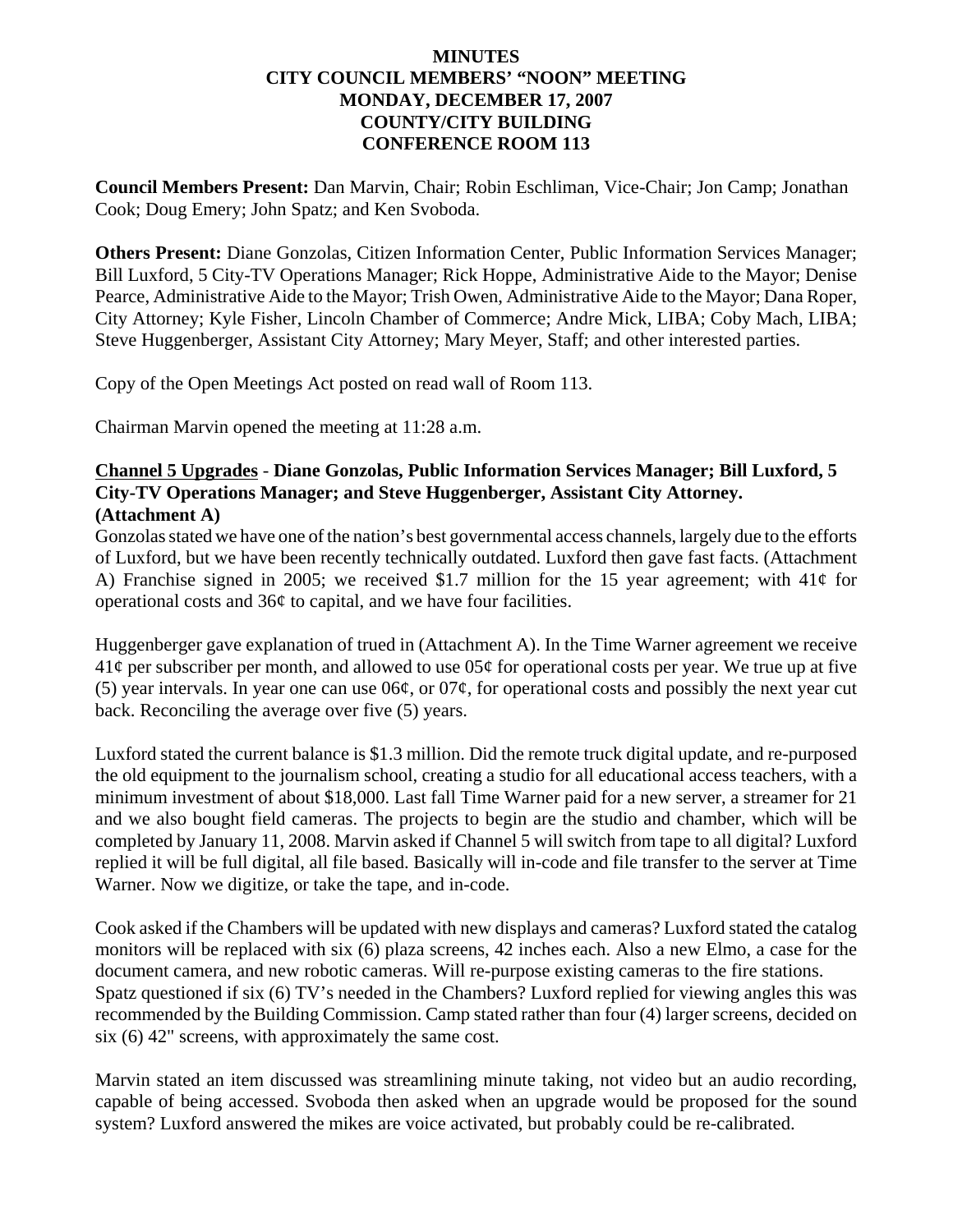**MINUTES**
**CITY COUNCIL MEMBERS' "NOON" MEETING**
**MONDAY, DECEMBER 17, 2007**
**COUNTY/CITY BUILDING**
**CONFERENCE ROOM 113**

**Council Members Present:** Dan Marvin, Chair; Robin Eschliman, Vice-Chair; Jon Camp; Jonathan Cook; Doug Emery; John Spatz; and Ken Svoboda.

**Others Present:** Diane Gonzolas, Citizen Information Center, Public Information Services Manager; Bill Luxford, 5 City-TV Operations Manager; Rick Hoppe, Administrative Aide to the Mayor; Denise Pearce, Administrative Aide to the Mayor; Trish Owen, Administrative Aide to the Mayor; Dana Roper, City Attorney; Kyle Fisher, Lincoln Chamber of Commerce; Andre Mick, LIBA; Coby Mach, LIBA; Steve Huggenberger, Assistant City Attorney; Mary Meyer, Staff; and other interested parties.

Copy of the Open Meetings Act posted on read wall of Room 113.

Chairman Marvin opened the meeting at 11:28 a.m.

**Channel 5 Upgrades** - **Diane Gonzolas, Public Information Services Manager; Bill Luxford, 5 City-TV Operations Manager; and Steve Huggenberger, Assistant City Attorney. (Attachment A)**

Gonzolas stated we have one of the nation's best governmental access channels, largely due to the efforts of Luxford, but we have been recently technically outdated. Luxford then gave fast facts. (Attachment A) Franchise signed in 2005; we received \$1.7 million for the 15 year agreement; with 41¢ for operational costs and 36¢ to capital, and we have four facilities.

Huggenberger gave explanation of trued in (Attachment A). In the Time Warner agreement we receive 41¢ per subscriber per month, and allowed to use 05¢ for operational costs per year. We true up at five (5) year intervals. In year one can use 06¢, or 07¢, for operational costs and possibly the next year cut back. Reconciling the average over five (5) years.

Luxford stated the current balance is \$1.3 million. Did the remote truck digital update, and re-purposed the old equipment to the journalism school, creating a studio for all educational access teachers, with a minimum investment of about \$18,000. Last fall Time Warner paid for a new server, a streamer for 21 and we also bought field cameras. The projects to begin are the studio and chamber, which will be completed by January 11, 2008. Marvin asked if Channel 5 will switch from tape to all digital? Luxford replied it will be full digital, all file based. Basically will in-code and file transfer to the server at Time Warner. Now we digitize, or take the tape, and in-code.

Cook asked if the Chambers will be updated with new displays and cameras? Luxford stated the catalog monitors will be replaced with six (6) plaza screens, 42 inches each. Also a new Elmo, a case for the document camera, and new robotic cameras. Will re-purpose existing cameras to the fire stations. Spatz questioned if six (6) TV's needed in the Chambers? Luxford replied for viewing angles this was recommended by the Building Commission. Camp stated rather than four (4) larger screens, decided on six (6) 42" screens, with approximately the same cost.

Marvin stated an item discussed was streamlining minute taking, not video but an audio recording, capable of being accessed. Svoboda then asked when an upgrade would be proposed for the sound system? Luxford answered the mikes are voice activated, but probably could be re-calibrated.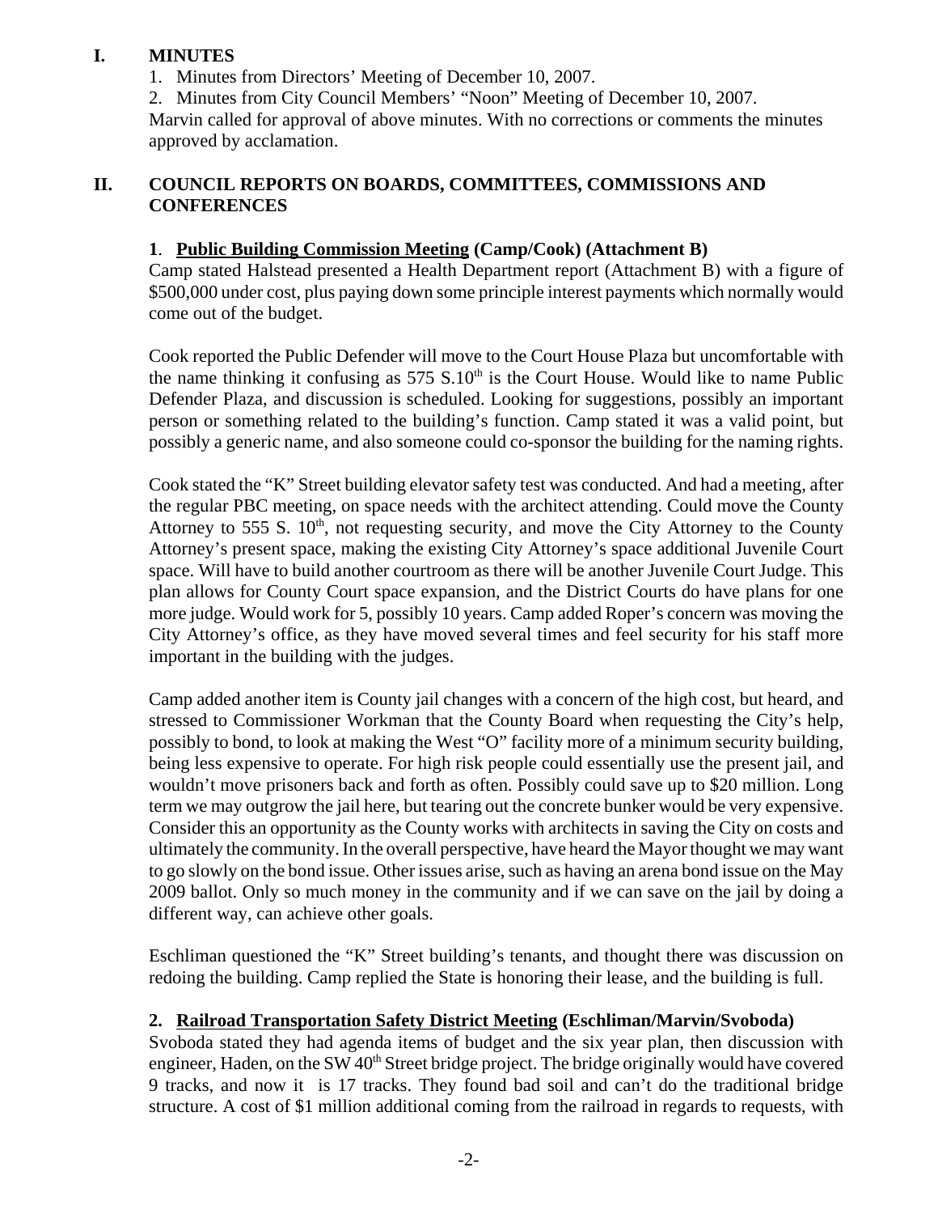## I. MINUTES

1. Minutes from Directors' Meeting of December 10, 2007.
2. Minutes from City Council Members' "Noon" Meeting of December 10, 2007.

Marvin called for approval of above minutes. With no corrections or comments the minutes approved by acclamation.

## II. COUNCIL REPORTS ON BOARDS, COMMITTEES, COMMISSIONS AND CONFERENCES

**1**. **Public Building Commission Meeting (Camp/Cook) (Attachment B)**

Camp stated Halstead presented a Health Department report (Attachment B) with a figure of $500,000 under cost, plus paying down some principle interest payments which normally would come out of the budget.

Cook reported the Public Defender will move to the Court House Plaza but uncomfortable with the name thinking it confusing as 575 S.10th is the Court House. Would like to name Public Defender Plaza, and discussion is scheduled. Looking for suggestions, possibly an important person or something related to the building's function. Camp stated it was a valid point, but possibly a generic name, and also someone could co-sponsor the building for the naming rights.

Cook stated the "K" Street building elevator safety test was conducted. And had a meeting, after the regular PBC meeting, on space needs with the architect attending. Could move the County Attorney to 555 S. 10th, not requesting security, and move the City Attorney to the County Attorney's present space, making the existing City Attorney's space additional Juvenile Court space. Will have to build another courtroom as there will be another Juvenile Court Judge. This plan allows for County Court space expansion, and the District Courts do have plans for one more judge. Would work for 5, possibly 10 years. Camp added Roper's concern was moving the City Attorney's office, as they have moved several times and feel security for his staff more important in the building with the judges.

Camp added another item is County jail changes with a concern of the high cost, but heard, and stressed to Commissioner Workman that the County Board when requesting the City's help, possibly to bond, to look at making the West "O" facility more of a minimum security building, being less expensive to operate. For high risk people could essentially use the present jail, and wouldn't move prisoners back and forth as often. Possibly could save up to $20 million. Long term we may outgrow the jail here, but tearing out the concrete bunker would be very expensive. Consider this an opportunity as the County works with architects in saving the City on costs and ultimately the community. In the overall perspective, have heard the Mayor thought we may want to go slowly on the bond issue. Other issues arise, such as having an arena bond issue on the May 2009 ballot. Only so much money in the community and if we can save on the jail by doing a different way, can achieve other goals.

Eschliman questioned the "K" Street building's tenants, and thought there was discussion on redoing the building. Camp replied the State is honoring their lease, and the building is full.

**2. Railroad Transportation Safety District Meeting (Eschliman/Marvin/Svoboda)**

Svoboda stated they had agenda items of budget and the six year plan, then discussion with engineer, Haden, on the SW 40th Street bridge project. The bridge originally would have covered 9 tracks, and now it is 17 tracks. They found bad soil and can't do the traditional bridge structure. A cost of $1 million additional coming from the railroad in regards to requests, with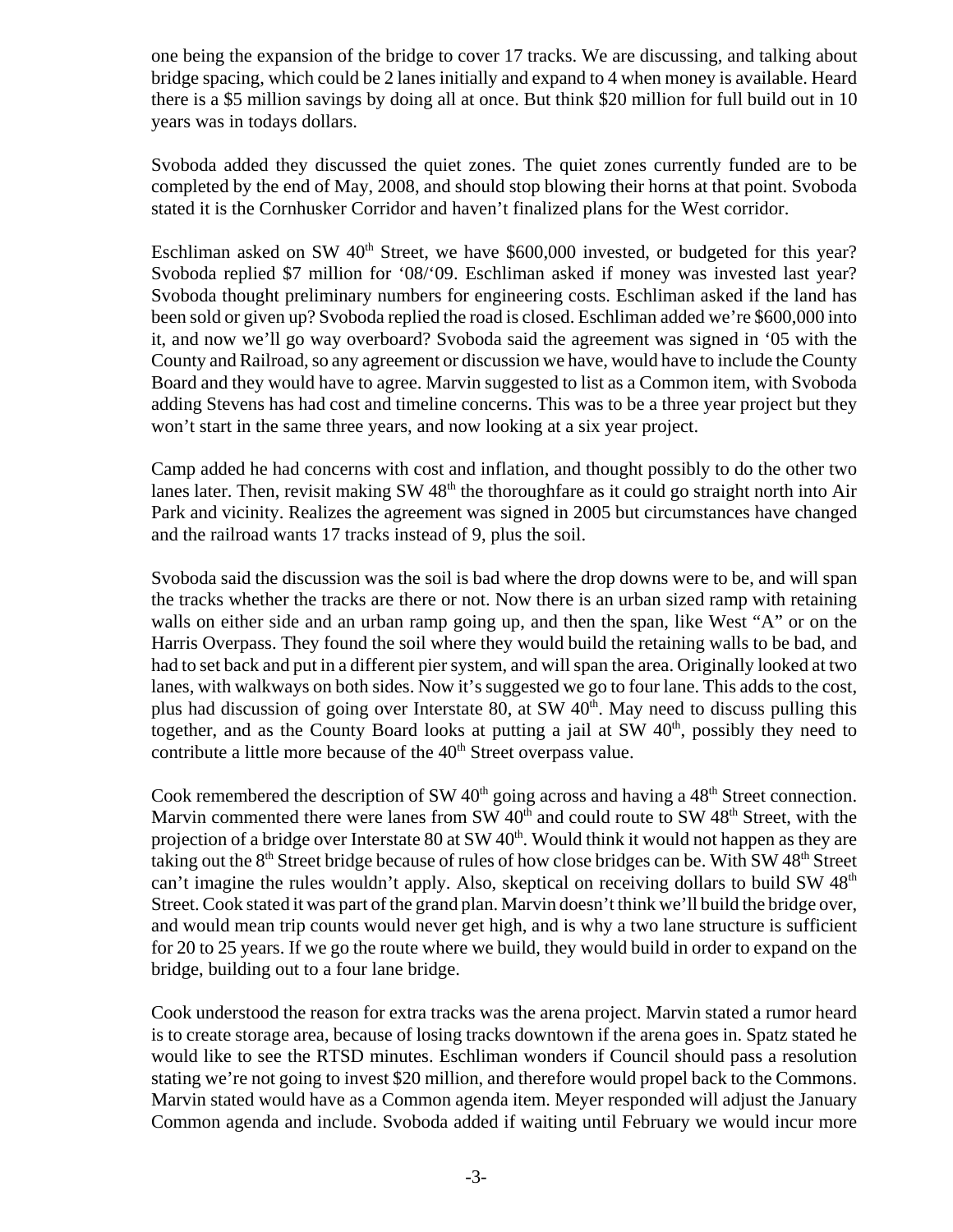one being the expansion of the bridge to cover 17 tracks. We are discussing, and talking about bridge spacing, which could be 2 lanes initially and expand to 4 when money is available. Heard there is a $5 million savings by doing all at once. But think $20 million for full build out in 10 years was in todays dollars.

Svoboda added they discussed the quiet zones. The quiet zones currently funded are to be completed by the end of May, 2008, and should stop blowing their horns at that point. Svoboda stated it is the Cornhusker Corridor and haven't finalized plans for the West corridor.

Eschliman asked on SW 40th Street, we have $600,000 invested, or budgeted for this year? Svoboda replied $7 million for '08/'09. Eschliman asked if money was invested last year? Svoboda thought preliminary numbers for engineering costs. Eschliman asked if the land has been sold or given up? Svoboda replied the road is closed. Eschliman added we're $600,000 into it, and now we'll go way overboard? Svoboda said the agreement was signed in '05 with the County and Railroad, so any agreement or discussion we have, would have to include the County Board and they would have to agree. Marvin suggested to list as a Common item, with Svoboda adding Stevens has had cost and timeline concerns. This was to be a three year project but they won't start in the same three years, and now looking at a six year project.

Camp added he had concerns with cost and inflation, and thought possibly to do the other two lanes later. Then, revisit making SW 48th the thoroughfare as it could go straight north into Air Park and vicinity. Realizes the agreement was signed in 2005 but circumstances have changed and the railroad wants 17 tracks instead of 9, plus the soil.

Svoboda said the discussion was the soil is bad where the drop downs were to be, and will span the tracks whether the tracks are there or not. Now there is an urban sized ramp with retaining walls on either side and an urban ramp going up, and then the span, like West "A" or on the Harris Overpass. They found the soil where they would build the retaining walls to be bad, and had to set back and put in a different pier system, and will span the area. Originally looked at two lanes, with walkways on both sides. Now it's suggested we go to four lane. This adds to the cost, plus had discussion of going over Interstate 80, at SW 40th. May need to discuss pulling this together, and as the County Board looks at putting a jail at SW 40th, possibly they need to contribute a little more because of the 40th Street overpass value.

Cook remembered the description of SW 40th going across and having a 48th Street connection. Marvin commented there were lanes from SW 40th and could route to SW 48th Street, with the projection of a bridge over Interstate 80 at SW 40th. Would think it would not happen as they are taking out the 8th Street bridge because of rules of how close bridges can be. With SW 48th Street can't imagine the rules wouldn't apply. Also, skeptical on receiving dollars to build SW 48th Street. Cook stated it was part of the grand plan. Marvin doesn't think we'll build the bridge over, and would mean trip counts would never get high, and is why a two lane structure is sufficient for 20 to 25 years. If we go the route where we build, they would build in order to expand on the bridge, building out to a four lane bridge.

Cook understood the reason for extra tracks was the arena project. Marvin stated a rumor heard is to create storage area, because of losing tracks downtown if the arena goes in. Spatz stated he would like to see the RTSD minutes. Eschliman wonders if Council should pass a resolution stating we're not going to invest $20 million, and therefore would propel back to the Commons. Marvin stated would have as a Common agenda item. Meyer responded will adjust the January Common agenda and include. Svoboda added if waiting until February we would incur more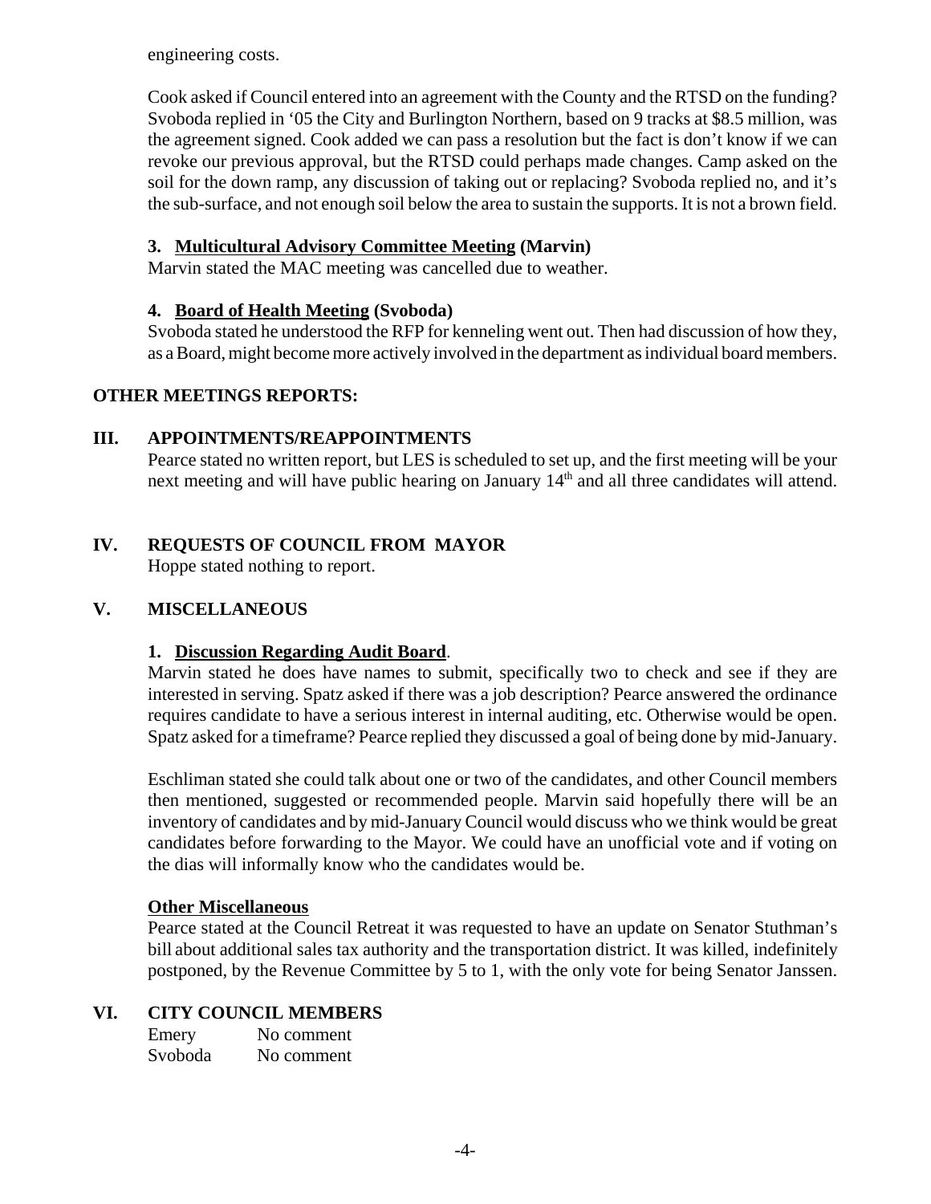engineering costs.

Cook asked if Council entered into an agreement with the County and the RTSD on the funding? Svoboda replied in '05 the City and Burlington Northern, based on 9 tracks at \$8.5 million, was the agreement signed. Cook added we can pass a resolution but the fact is don't know if we can revoke our previous approval, but the RTSD could perhaps made changes. Camp asked on the soil for the down ramp, any discussion of taking out or replacing? Svoboda replied no, and it's the sub-surface, and not enough soil below the area to sustain the supports. It is not a brown field.

**3. <u>Multicultural Advisory Committee Meeting</u> (Marvin)**
Marvin stated the MAC meeting was cancelled due to weather.

**4. <u>Board of Health Meeting</u> (Svoboda)**
Svoboda stated he understood the RFP for kenneling went out. Then had discussion of how they, as a Board, might become more actively involved in the department as individual board members.

**OTHER MEETINGS REPORTS:**

## III. APPOINTMENTS/REAPPOINTMENTS

Pearce stated no written report, but LES is scheduled to set up, and the first meeting will be your next meeting and will have public hearing on January 14th and all three candidates will attend.

## IV. REQUESTS OF COUNCIL FROM MAYOR

Hoppe stated nothing to report.

## V. MISCELLANEOUS

**1. <u>Discussion Regarding Audit Board</u>**.
Marvin stated he does have names to submit, specifically two to check and see if they are interested in serving. Spatz asked if there was a job description? Pearce answered the ordinance requires candidate to have a serious interest in internal auditing, etc. Otherwise would be open. Spatz asked for a timeframe? Pearce replied they discussed a goal of being done by mid-January.

Eschliman stated she could talk about one or two of the candidates, and other Council members then mentioned, suggested or recommended people. Marvin said hopefully there will be an inventory of candidates and by mid-January Council would discuss who we think would be great candidates before forwarding to the Mayor. We could have an unofficial vote and if voting on the dias will informally know who the candidates would be.

**<u>Other Miscellaneous</u>**
Pearce stated at the Council Retreat it was requested to have an update on Senator Stuthman's bill about additional sales tax authority and the transportation district. It was killed, indefinitely postponed, by the Revenue Committee by 5 to 1, with the only vote for being Senator Janssen.

## VI. CITY COUNCIL MEMBERS

Emery No comment
Svoboda No comment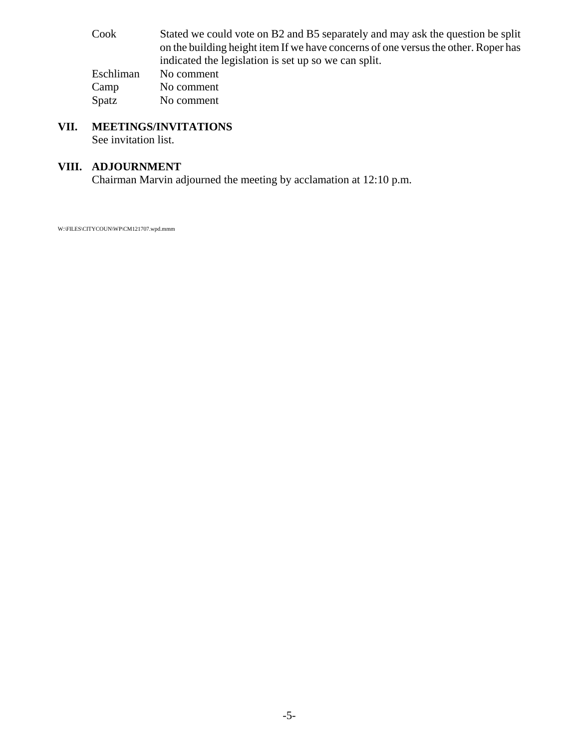| | |
|---|---|
| Cook | Stated we could vote on B2 and B5 separately and may ask the question be split on the building height item If we have concerns of one versus the other. Roper has indicated the legislation is set up so we can split. |
| Eschliman | No comment |
| Camp | No comment |
| Spatz | No comment |

## VII. MEETINGS/INVITATIONS

See invitation list.

## VIII. ADJOURNMENT

Chairman Marvin adjourned the meeting by acclamation at 12:10 p.m.

W:\FILES\CITYCOUN\WP\CM121707.wpd.mmm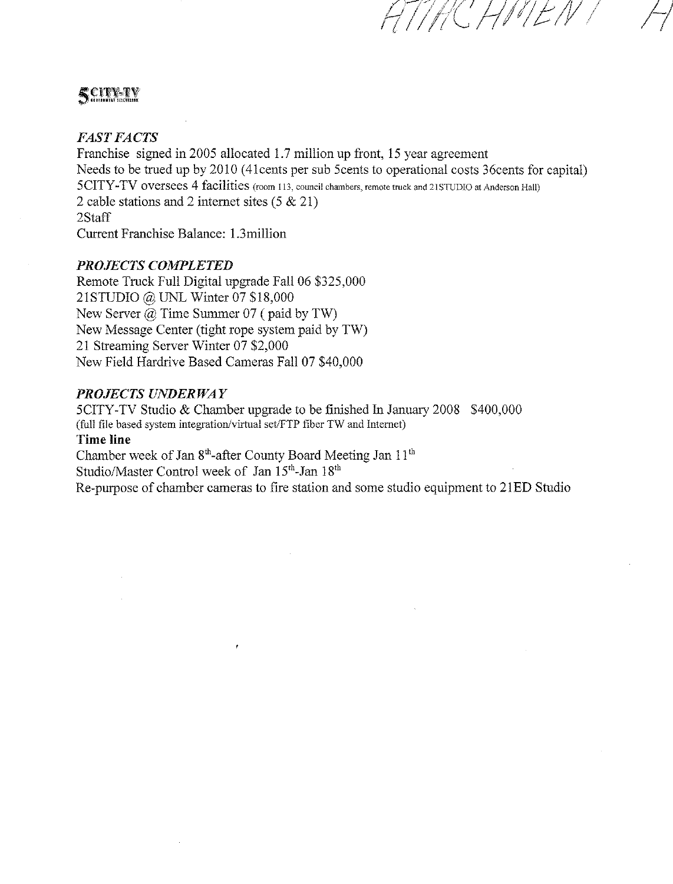ATTACHMENT A

5CITY-TV

### *FAST FACTS*

Franchise signed in 2005 allocated 1.7 million up front, 15 year agreement
Needs to be trued up by 2010 (41cents per sub 5cents to operational costs 36cents for capital)
5CITY-TV oversees 4 facilities (room 113, council chambers, remote truck and 21STUDIO at Anderson Hall)
2 cable stations and 2 internet sites (5 & 21)
2Staff
Current Franchise Balance: 1.3million

### *PROJECTS COMPLETED*

Remote Truck Full Digital upgrade Fall 06 $325,000
21STUDIO @ UNL Winter 07 $18,000
New Server @ Time Summer 07 ( paid by TW)
New Message Center (tight rope system paid by TW)
21 Streaming Server Winter 07 $2,000
New Field Hardrive Based Cameras Fall 07 $40,000

### *PROJECTS UNDERWAY*

5CITY-TV Studio & Chamber upgrade to be finished In January 2008 $400,000
(full file based system integration/virtual set/FTP fiber TW and Internet)

**Time line**

Chamber week of Jan 8th-after County Board Meeting Jan 11th
Studio/Master Control week of Jan 15th-Jan 18th
Re-purpose of chamber cameras to fire station and some studio equipment to 21ED Studio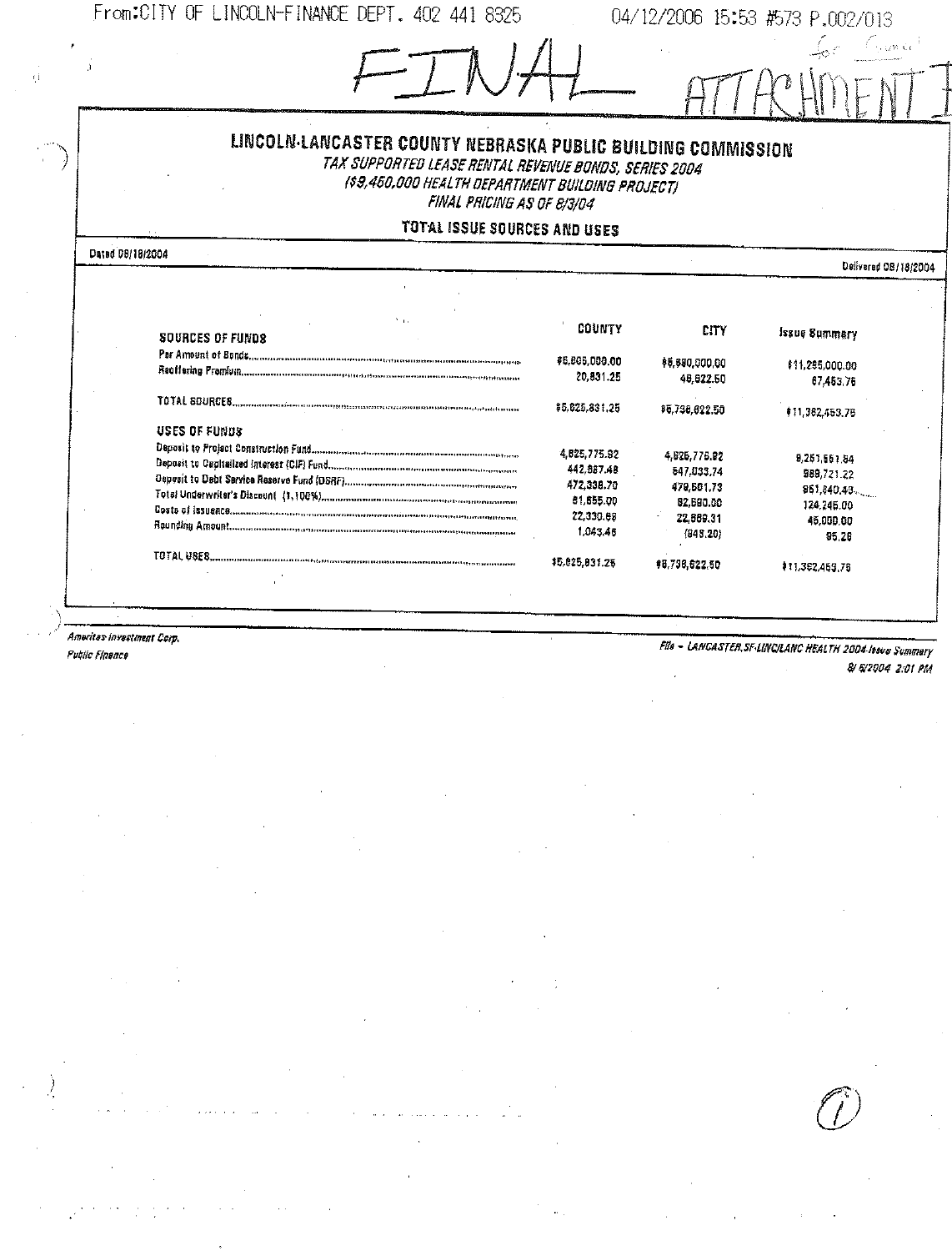From:CITY OF LINCOLN-FINANCE DEPT. 402 441 8325 04/12/2006 15:53 #573 P.002/013

FINAL ATTACHMENT I

# LINCOLN-LANCASTER COUNTY NEBRASKA PUBLIC BUILDING COMMISSION

*TAX SUPPORTED LEASE RENTAL REVENUE BONDS, SERIES 2004*
*($9,450,000 HEALTH DEPARTMENT BUILDING PROJECT)*
*FINAL PRICING AS OF 8/3/04*

## TOTAL ISSUE SOURCES AND USES

Dated 08/18/2004 | Delivered 08/18/2004

| | COUNTY | CITY | Issue Summary |
|---|---|---|---|
| **SOURCES OF FUNDS** | | | |
| Par Amount of Bonds | $5,605,000.00 | $5,690,000.00 | $11,295,000.00 |
| Reoffering Premium | 20,831.25 | 46,622.50 | 67,453.75 |
| TOTAL SOURCES | $5,625,831.25 | $5,736,622.50 | $11,362,453.75 |
| **USES OF FUNDS** | | | |
| Deposit to Project Construction Fund | 4,625,775.92 | 4,625,775.92 | 9,251,551.84 |
| Deposit to Capitalized Interest (CIF) Fund | 442,687.48 | 547,033.74 | 989,721.22 |
| Deposit to Debt Service Reserve Fund (DSRF) | 472,338.70 | 479,501.73 | 951,840.43 |
| Total Underwriter's Discount (1.100%) | 61,655.00 | 62,590.00 | 124,245.00 |
| Costs of Issuance | 22,330.69 | 22,669.31 | 45,000.00 |
| Rounding Amount | 1,043.46 | (948.20) | 95.26 |
| TOTAL USES | $5,625,831.25 | $5,736,622.50 | $11,362,453.75 |

*Ameritas Investment Corp.*
*Public Finance*

*File - LANCASTER,SF-LINC/LANC HEALTH 2004-Issue Summary*
*8/ 5/2004 2:01 PM*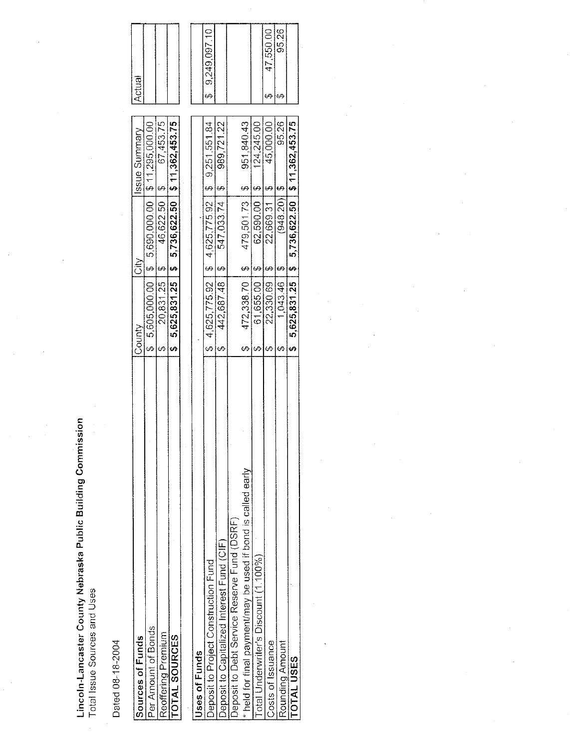**Lincoln-Lancaster County Nebraska Public Building Commission**
Total Issue Sources and Uses

Dated 08-18-2004

| Sources of Funds | County | City | Issue Summary | Actual |
|---|---|---|---|---|
| Par Amount of Bonds | $ 5,605,000.00 | $ 5,690,000.00 | $ 11,295,000.00 | |
| Reoffering Premium | $ 20,831.25 | $ 46,622.50 | $ 67,453.75 | |
| **TOTAL SOURCES** | **$ 5,625,831.25** | **$ 5,736,622.50** | **$ 11,362,453.75** | |

| Uses of Funds | | | | |
|---|---|---|---|---|
| Deposit to Project Construction Fund | $ 4,625,775.92 | $ 4,625,775.92 | $ 9,251,551.84 | $ 9,249,097.10 |
| Deposit to Capitalized Interest Fund (CIF) | $ 442,687.48 | $ 547,033.74 | $ 989,721.22 | |
| Deposit to Debt Service Reserve Fund (DSRF) * held for final payment/may be used if bond is called early | $ 472,338.70 | $ 479,501.73 | $ 951,840.43 | |
| Total Underwriter's Discount (1.100%) | $ 61,655.00 | $ 62,590.00 | $ 124,245.00 | |
| Costs of Issuance | $ 22,330.69 | $ 22,669.31 | $ 45,000.00 | $ 47,550.00 |
| Rounding Amount | $ 1,043.46 | $ (948.20) | $ 95.26 | $ 95.26 |
| **TOTAL USES** | **$ 5,625,831.25** | **$ 5,736,622.50** | **$ 11,362,453.75** | |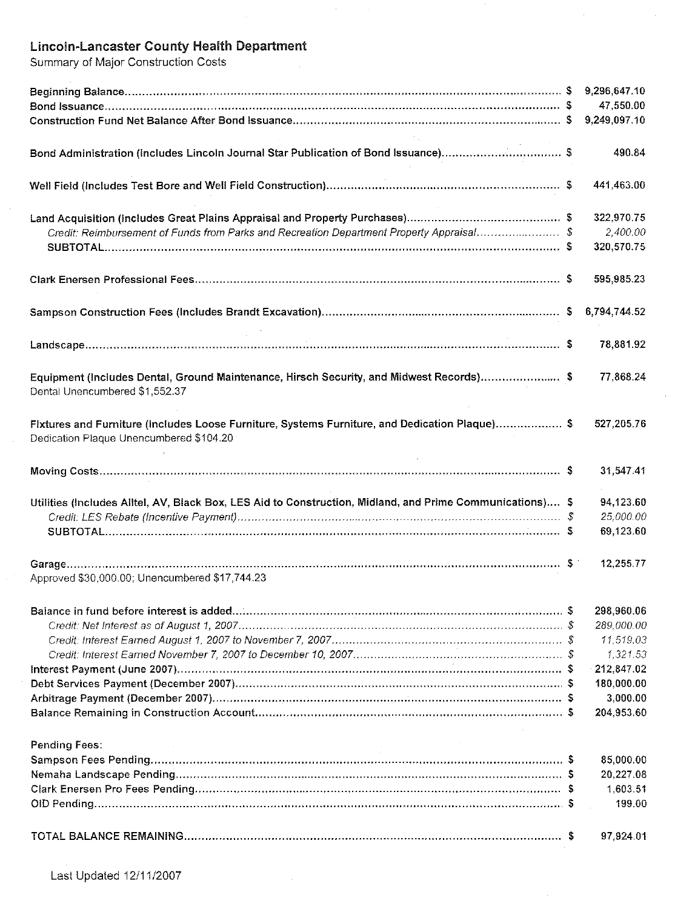## Lincoln-Lancaster County Health Department

Summary of Major Construction Costs

| | | |
|---|---|---|
| Beginning Balance | $ | 9,296,647.10 |
| Bond Issuance | $ | 47,550.00 |
| Construction Fund Net Balance After Bond Issuance | $ | 9,249,097.10 |
| | | |
| Bond Administration (Includes Lincoln Journal Star Publication of Bond Issuance) | $ | 490.84 |
| | | |
| Well Field (Includes Test Bore and Well Field Construction) | $ | 441,463.00 |
| | | |
| Land Acquisition (Includes Great Plains Appraisal and Property Purchases) | $ | 322,970.75 |
| *Credit: Reimbursement of Funds from Parks and Recreation Department Property Appraisal* | *$* | *2,400.00* |
| SUBTOTAL | $ | 320,570.75 |
| | | |
| Clark Enersen Professional Fees | $ | 595,985.23 |
| | | |
| Sampson Construction Fees (Includes Brandt Excavation) | $ | 6,794,744.52 |
| | | |
| Landscape | $ | 78,881.92 |
| | | |
| Equipment (Includes Dental, Ground Maintenance, Hirsch Security, and Midwest Records) | $ | 77,868.24 |
| Dental Unencumbered $1,552.37 | | |
| | | |
| Fixtures and Furniture (Includes Loose Furniture, Systems Furniture, and Dedication Plaque) | $ | 527,205.76 |
| Dedication Plaque Unencumbered $104.20 | | |
| | | |
| Moving Costs | $ | 31,547.41 |
| | | |
| Utilities (Includes Alltel, AV, Black Box, LES Aid to Construction, Midland, and Prime Communications) | $ | 94,123.60 |
| *Credit: LES Rebate (Incentive Payment)* | *$* | *25,000.00* |
| SUBTOTAL | $ | 69,123.60 |
| | | |
| Garage | $ | 12,255.77 |
| Approved $30,000.00; Unencumbered $17,744.23 | | |
| | | |
| Balance in fund before interest is added | $ | 298,960.06 |
| *Credit: Net Interest as of August 1, 2007* | *$* | *289,000.00* |
| *Credit: Interest Earned August 1, 2007 to November 7, 2007* | *$* | *11,519.03* |
| *Credit: Interest Earned November 7, 2007 to December 10, 2007* | *$* | *1,321.53* |
| Interest Payment (June 2007) | $ | 212,847.02 |
| Debt Services Payment (December 2007) | $ | 180,000.00 |
| Arbitrage Payment (December 2007) | $ | 3,000.00 |
| Balance Remaining in Construction Account | $ | 204,953.60 |
| | | |
| Pending Fees: | | |
| Sampson Fees Pending | $ | 85,000.00 |
| Nemaha Landscape Pending | $ | 20,227.08 |
| Clark Enersen Pro Fees Pending | $ | 1,603.51 |
| OID Pending | $ | 199.00 |
| | | |
| TOTAL BALANCE REMAINING | $ | 97,924.01 |

Last Updated 12/11/2007